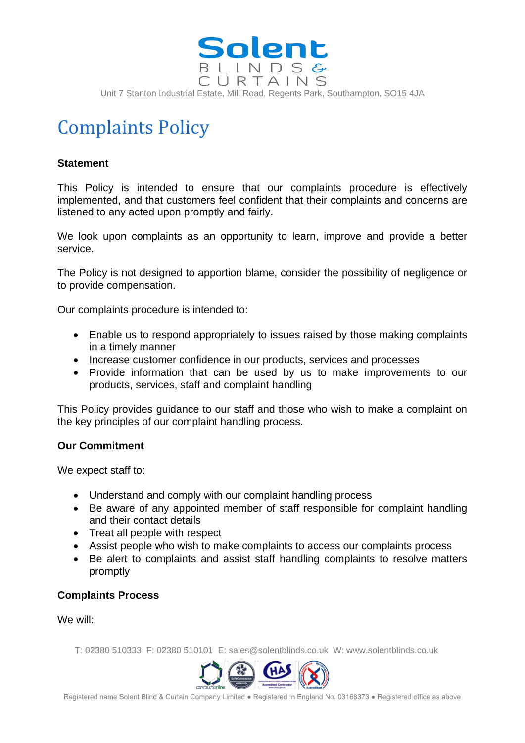# Solent BLINDS & CURTAINS

Unit 7 Stanton Industrial Estate, Mill Road, Regents Park, Southampton, SO15 4JA

## Complaints Policy

**Statement**

This Policy is intended to ensure that our complaints procedure is effectively implemented, and that customers feel confident that their complaints and concerns are listened to any acted upon promptly and fairly.

We look upon complaints as an opportunity to learn, improve and provide a better service.

The Policy is not designed to apportion blame, consider the possibility of negligence or to provide compensation.

Our complaints procedure is intended to:

- Enable us to respond appropriately to issues raised by those making complaints in a timely manner
- Increase customer confidence in our products, services and processes
- Provide information that can be used by us to make improvements to our products, services, staff and complaint handling

This Policy provides guidance to our staff and those who wish to make a complaint on the key principles of our complaint handling process.

**Our Commitment**

We expect staff to:

- Understand and comply with our complaint handling process
- Be aware of any appointed member of staff responsible for complaint handling and their contact details
- Treat all people with respect
- Assist people who wish to make complaints to access our complaints process
- Be alert to complaints and assist staff handling complaints to resolve matters promptly

**Complaints Process**

We will:

T: 02380 510333 F: 02380 510101 E: sales@solentblinds.co.uk W: www.solentblinds.co.uk

Registered name Solent Blind & Curtain Company Limited ● Registered In England No. 03168373 ● Registered office as above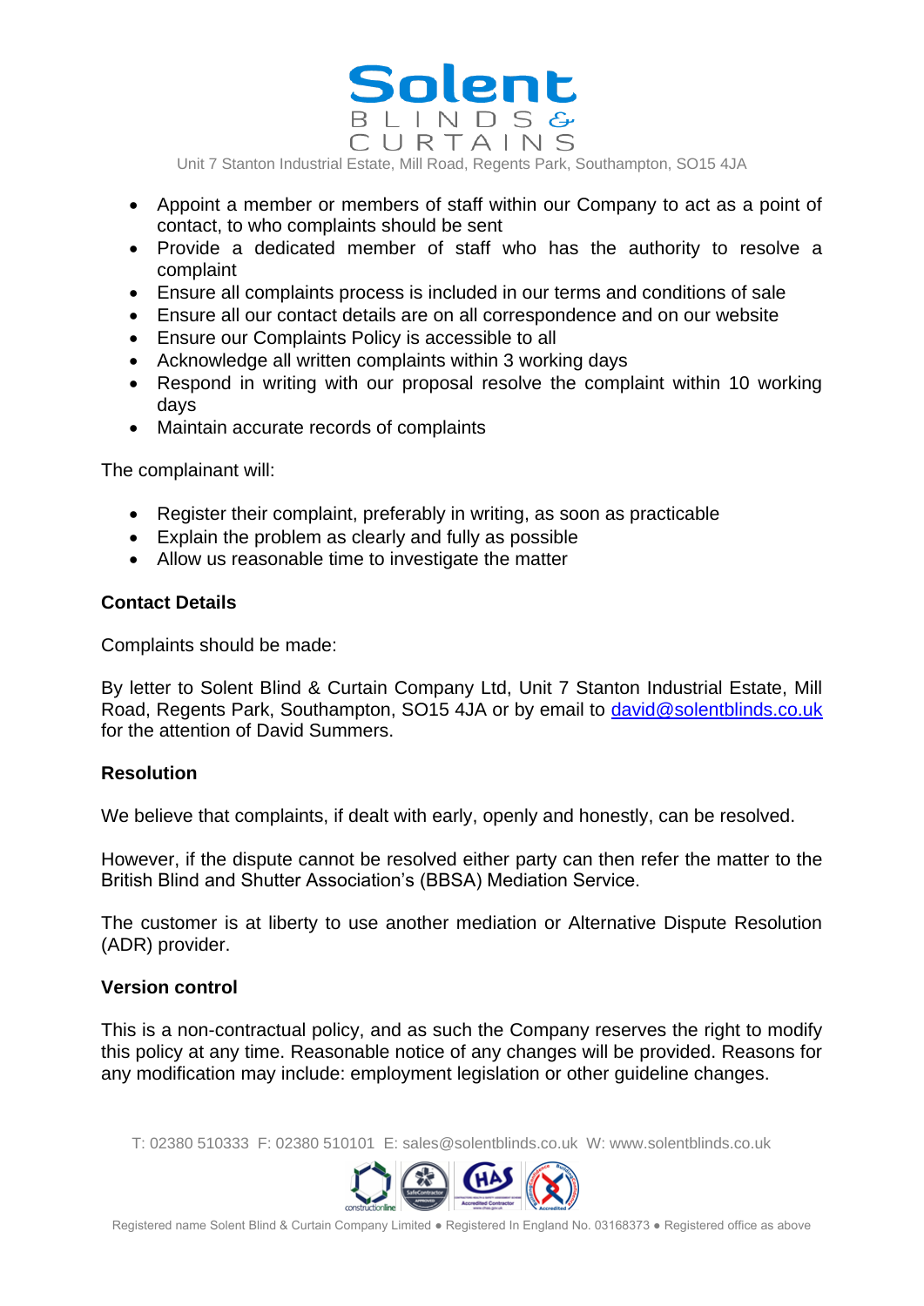- Appoint a member or members of staff within our Company to act as a point of contact, to who complaints should be sent
- Provide a dedicated member of staff who has the authority to resolve a complaint
- Ensure all complaints process is included in our terms and conditions of sale
- Ensure all our contact details are on all correspondence and on our website
- Ensure our Complaints Policy is accessible to all
- Acknowledge all written complaints within 3 working days
- Respond in writing with our proposal resolve the complaint within 10 working days
- Maintain accurate records of complaints

The complainant will:

- Register their complaint, preferably in writing, as soon as practicable
- Explain the problem as clearly and fully as possible
- Allow us reasonable time to investigate the matter

**Contact Details**

Complaints should be made:

By letter to Solent Blind & Curtain Company Ltd, Unit 7 Stanton Industrial Estate, Mill Road, Regents Park, Southampton, SO15 4JA or by email to [david@solentblinds.co.uk](mailto:david@solentblinds.co.uk) for the attention of David Summers.

**Resolution**

We believe that complaints, if dealt with early, openly and honestly, can be resolved.

However, if the dispute cannot be resolved either party can then refer the matter to the British Blind and Shutter Association's (BBSA) Mediation Service.

The customer is at liberty to use another mediation or Alternative Dispute Resolution (ADR) provider.

**Version control**

This is a non-contractual policy, and as such the Company reserves the right to modify this policy at any time. Reasonable notice of any changes will be provided. Reasons for any modification may include: employment legislation or other guideline changes.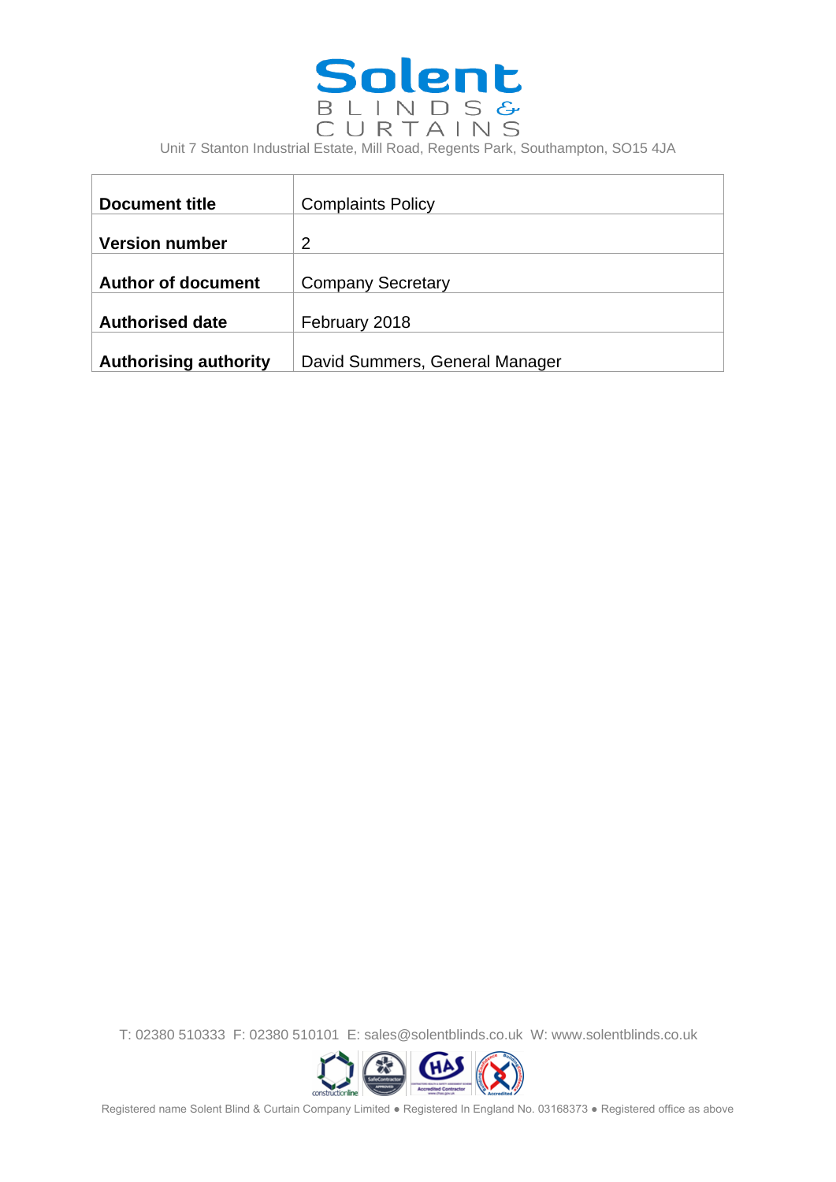Solent BLINDS & CURTAINS

Unit 7 Stanton Industrial Estate, Mill Road, Regents Park, Southampton, SO15 4JA

| | |
|---|---|
| **Document title** | Complaints Policy |
| **Version number** | 2 |
| **Author of document** | Company Secretary |
| **Authorised date** | February 2018 |
| **Authorising authority** | David Summers, General Manager |

T: 02380 510333 F: 02380 510101 E: sales@solentblinds.co.uk W: www.solentblinds.co.uk

Registered name Solent Blind & Curtain Company Limited ● Registered In England No. 03168373 ● Registered office as above